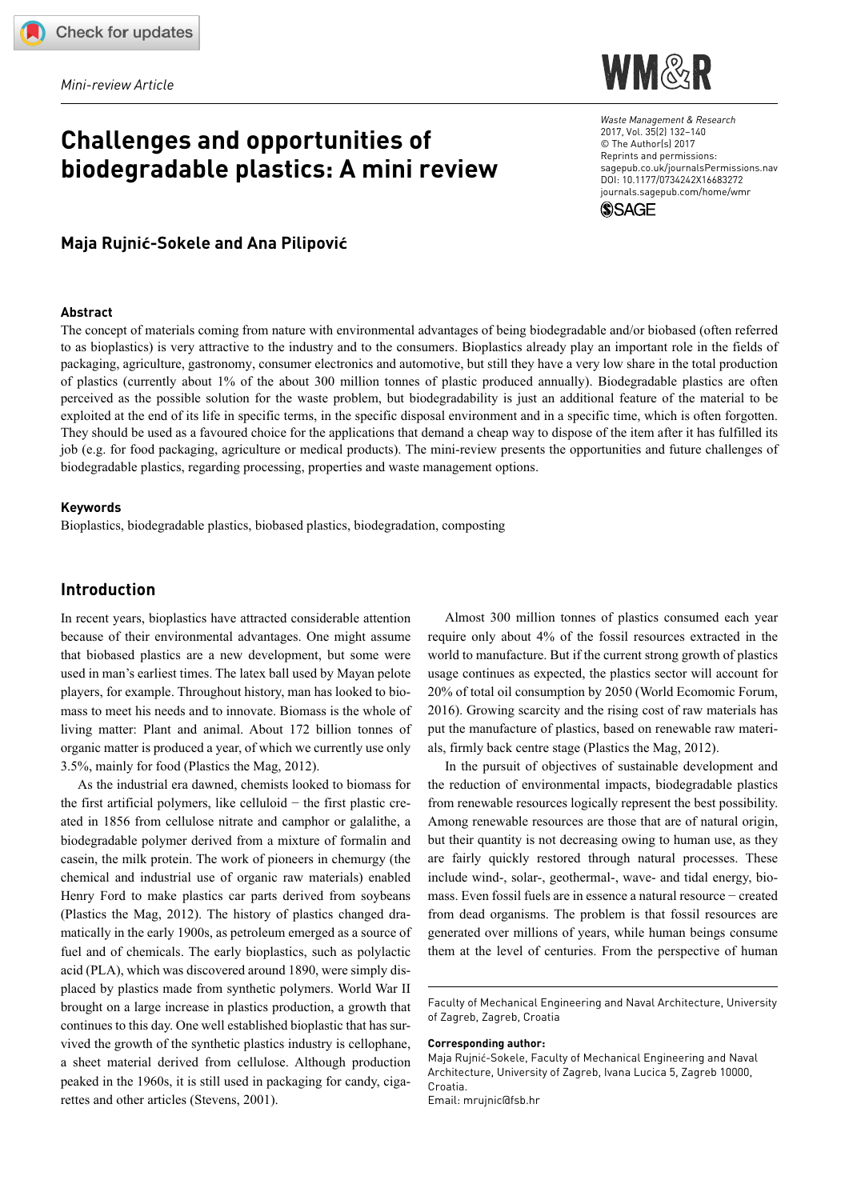Mini-review Article

# Challenges and opportunities of biodegradable plastics: A mini review

Waste Management & Research
2017, Vol. 35(2) 132–140
© The Author(s) 2017
Reprints and permissions: sagepub.co.uk/journalsPermissions.nav
DOI: 10.1177/0734242X16683272
journals.sagepub.com/home/wmr

**Maja Rujnić-Sokele and Ana Pilipović**

### Abstract

The concept of materials coming from nature with environmental advantages of being biodegradable and/or biobased (often referred to as bioplastics) is very attractive to the industry and to the consumers. Bioplastics already play an important role in the fields of packaging, agriculture, gastronomy, consumer electronics and automotive, but still they have a very low share in the total production of plastics (currently about 1% of the about 300 million tonnes of plastic produced annually). Biodegradable plastics are often perceived as the possible solution for the waste problem, but biodegradability is just an additional feature of the material to be exploited at the end of its life in specific terms, in the specific disposal environment and in a specific time, which is often forgotten. They should be used as a favoured choice for the applications that demand a cheap way to dispose of the item after it has fulfilled its job (e.g. for food packaging, agriculture or medical products). The mini-review presents the opportunities and future challenges of biodegradable plastics, regarding processing, properties and waste management options.

### Keywords

Bioplastics, biodegradable plastics, biobased plastics, biodegradation, composting

## Introduction

In recent years, bioplastics have attracted considerable attention because of their environmental advantages. One might assume that biobased plastics are a new development, but some were used in man's earliest times. The latex ball used by Mayan pelote players, for example. Throughout history, man has looked to biomass to meet his needs and to innovate. Biomass is the whole of living matter: Plant and animal. About 172 billion tonnes of organic matter is produced a year, of which we currently use only 3.5%, mainly for food (Plastics the Mag, 2012).

As the industrial era dawned, chemists looked to biomass for the first artificial polymers, like celluloid − the first plastic created in 1856 from cellulose nitrate and camphor or galalithe, a biodegradable polymer derived from a mixture of formalin and casein, the milk protein. The work of pioneers in chemurgy (the chemical and industrial use of organic raw materials) enabled Henry Ford to make plastics car parts derived from soybeans (Plastics the Mag, 2012). The history of plastics changed dramatically in the early 1900s, as petroleum emerged as a source of fuel and of chemicals. The early bioplastics, such as polylactic acid (PLA), which was discovered around 1890, were simply displaced by plastics made from synthetic polymers. World War II brought on a large increase in plastics production, a growth that continues to this day. One well established bioplastic that has survived the growth of the synthetic plastics industry is cellophane, a sheet material derived from cellulose. Although production peaked in the 1960s, it is still used in packaging for candy, cigarettes and other articles (Stevens, 2001).

Almost 300 million tonnes of plastics consumed each year require only about 4% of the fossil resources extracted in the world to manufacture. But if the current strong growth of plastics usage continues as expected, the plastics sector will account for 20% of total oil consumption by 2050 (World Ecomomic Forum, 2016). Growing scarcity and the rising cost of raw materials has put the manufacture of plastics, based on renewable raw materials, firmly back centre stage (Plastics the Mag, 2012).

In the pursuit of objectives of sustainable development and the reduction of environmental impacts, biodegradable plastics from renewable resources logically represent the best possibility. Among renewable resources are those that are of natural origin, but their quantity is not decreasing owing to human use, as they are fairly quickly restored through natural processes. These include wind-, solar-, geothermal-, wave- and tidal energy, biomass. Even fossil fuels are in essence a natural resource − created from dead organisms. The problem is that fossil resources are generated over millions of years, while human beings consume them at the level of centuries. From the perspective of human

Faculty of Mechanical Engineering and Naval Architecture, University of Zagreb, Zagreb, Croatia

**Corresponding author:**
Maja Rujnić-Sokele, Faculty of Mechanical Engineering and Naval Architecture, University of Zagreb, Ivana Lucica 5, Zagreb 10000, Croatia.
Email: mrujnic@fsb.hr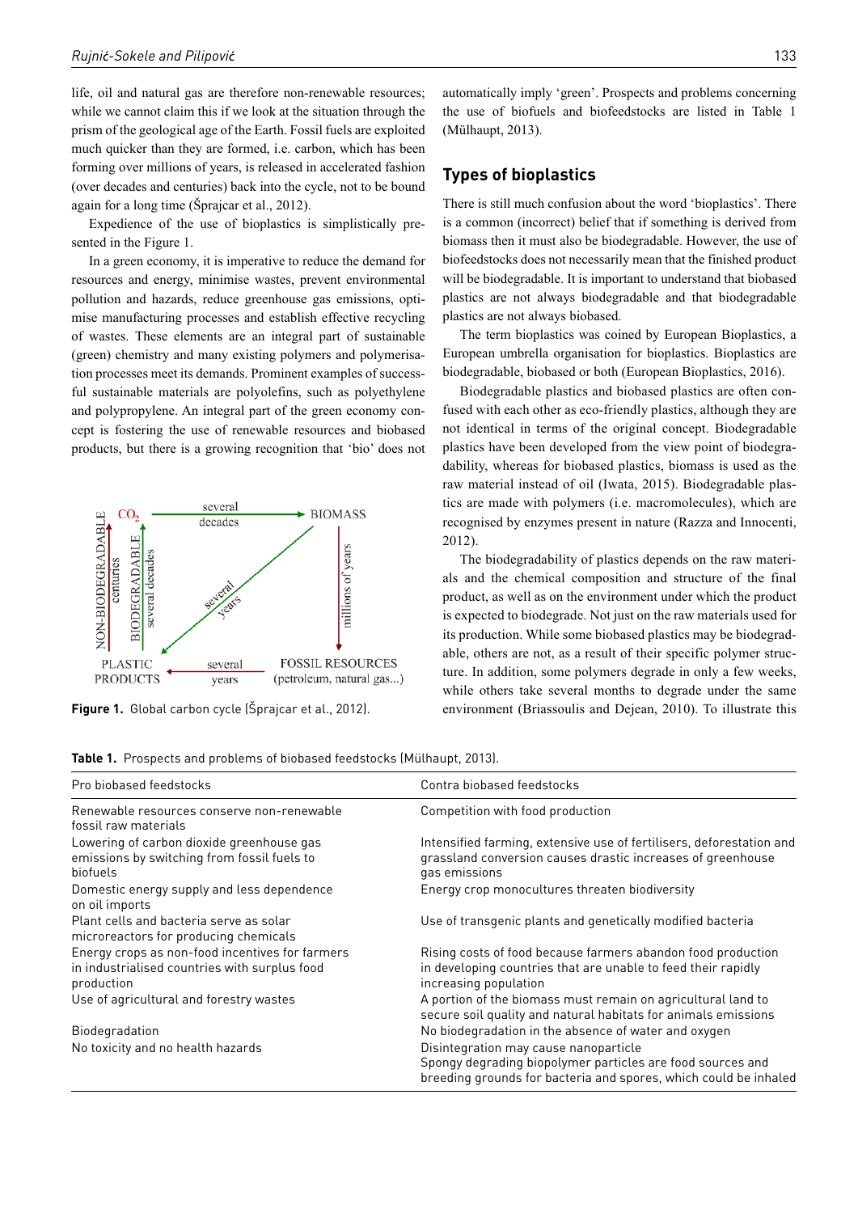life, oil and natural gas are therefore non-renewable resources; while we cannot claim this if we look at the situation through the prism of the geological age of the Earth. Fossil fuels are exploited much quicker than they are formed, i.e. carbon, which has been forming over millions of years, is released in accelerated fashion (over decades and centuries) back into the cycle, not to be bound again for a long time (Šprajcar et al., 2012).

Expedience of the use of bioplastics is simplistically presented in the Figure 1.

In a green economy, it is imperative to reduce the demand for resources and energy, minimise wastes, prevent environmental pollution and hazards, reduce greenhouse gas emissions, optimise manufacturing processes and establish effective recycling of wastes. These elements are an integral part of sustainable (green) chemistry and many existing polymers and polymerisation processes meet its demands. Prominent examples of successful sustainable materials are polyolefins, such as polyethylene and polypropylene. An integral part of the green economy concept is fostering the use of renewable resources and biobased products, but there is a growing recognition that 'bio' does not automatically imply 'green'. Prospects and problems concerning the use of biofuels and biofeedstocks are listed in Table 1 (Mülhaupt, 2013).

**Figure 1.** Global carbon cycle (Šprajcar et al., 2012).

## Types of bioplastics

There is still much confusion about the word 'bioplastics'. There is a common (incorrect) belief that if something is derived from biomass then it must also be biodegradable. However, the use of biofeedstocks does not necessarily mean that the finished product will be biodegradable. It is important to understand that biobased plastics are not always biodegradable and that biodegradable plastics are not always biobased.

The term bioplastics was coined by European Bioplastics, a European umbrella organisation for bioplastics. Bioplastics are biodegradable, biobased or both (European Bioplastics, 2016).

Biodegradable plastics and biobased plastics are often confused with each other as eco-friendly plastics, although they are not identical in terms of the original concept. Biodegradable plastics have been developed from the view point of biodegradability, whereas for biobased plastics, biomass is used as the raw material instead of oil (Iwata, 2015). Biodegradable plastics are made with polymers (i.e. macromolecules), which are recognised by enzymes present in nature (Razza and Innocenti, 2012).

The biodegradability of plastics depends on the raw materials and the chemical composition and structure of the final product, as well as on the environment under which the product is expected to biodegrade. Not just on the raw materials used for its production. While some biobased plastics may be biodegradable, others are not, as a result of their specific polymer structure. In addition, some polymers degrade in only a few weeks, while others take several months to degrade under the same environment (Briassoulis and Dejean, 2010). To illustrate this

**Table 1.** Prospects and problems of biobased feedstocks (Mülhaupt, 2013).

| Pro biobased feedstocks | Contra biobased feedstocks |
|---|---|
| Renewable resources conserve non-renewable fossil raw materials | Competition with food production |
| Lowering of carbon dioxide greenhouse gas emissions by switching from fossil fuels to biofuels | Intensified farming, extensive use of fertilisers, deforestation and grassland conversion causes drastic increases of greenhouse gas emissions |
| Domestic energy supply and less dependence on oil imports | Energy crop monocultures threaten biodiversity |
| Plant cells and bacteria serve as solar microreactors for producing chemicals | Use of transgenic plants and genetically modified bacteria |
| Energy crops as non-food incentives for farmers in industrialised countries with surplus food production | Rising costs of food because farmers abandon food production in developing countries that are unable to feed their rapidly increasing population |
| Use of agricultural and forestry wastes | A portion of the biomass must remain on agricultural land to secure soil quality and natural habitats for animals emissions |
| Biodegradation | No biodegradation in the absence of water and oxygen |
| No toxicity and no health hazards | Disintegration may cause nanoparticle<br>Spongy degrading biopolymer particles are food sources and breeding grounds for bacteria and spores, which could be inhaled |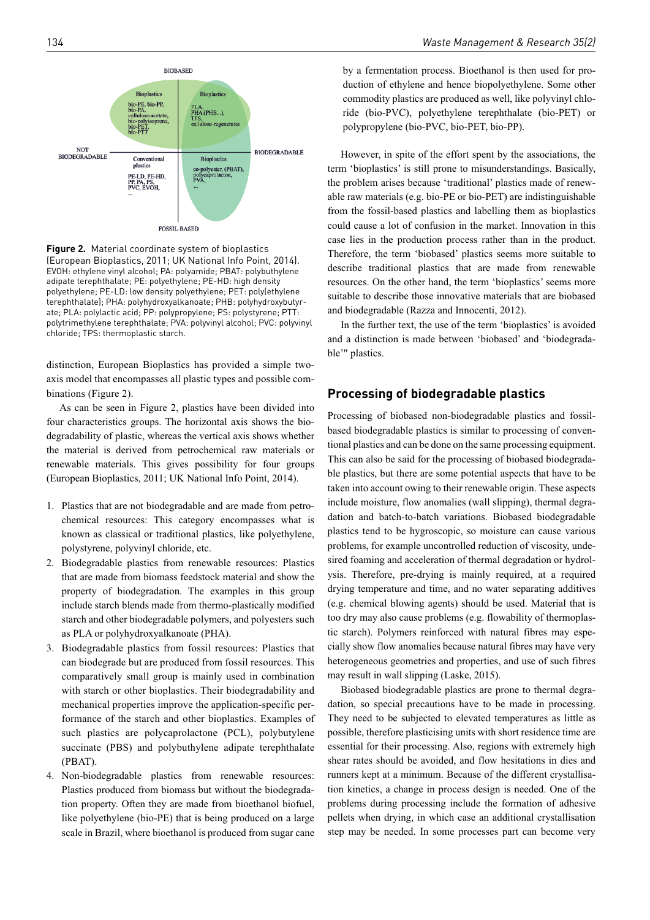BIOBASED

| | Bioplastics | Bioplastics |
|---|---|---|
| | bio-PE, bio-PP, bio-PA, cellulose-acetate, bio-polyisoprene, bio-PET, bio-PTT | PLA, PHA (PHB...), TPS, cellulose-regenerates |
| NOT BIODEGRADABLE | Conventional plastics | Bioplastics |
| | PE-LD, PE-HD, PP, PA, PS, PVC, EVOH, ... | co-polyester, (PBAT), polycaprolacton, PVA, ... |

BIODEGRADABLE

FOSSIL-BASED

**Figure 2.** Material coordinate system of bioplastics (European Bioplastics, 2011; UK National Info Point, 2014). EVOH: ethylene vinyl alcohol; PA: polyamide; PBAT: polybuthylene adipate terephthalate; PE: polyethylene; PE-HD: high density polyethylene; PE-LD: low density polyethylene; PET: poly(ethylene terephthalate); PHA: polyhydroxyalkanoate; PHB: polyhydroxybutyrate; PLA: polylactic acid; PP: polypropylene; PS: polystyrene; PTT: polytrimethylene terephthalate; PVA: polyvinyl alcohol; PVC: polyvinyl chloride; TPS: thermoplastic starch.

distinction, European Bioplastics has provided a simple two-axis model that encompasses all plastic types and possible combinations (Figure 2).

As can be seen in Figure 2, plastics have been divided into four characteristics groups. The horizontal axis shows the biodegradability of plastic, whereas the vertical axis shows whether the material is derived from petrochemical raw materials or renewable materials. This gives possibility for four groups (European Bioplastics, 2011; UK National Info Point, 2014).

1. Plastics that are not biodegradable and are made from petrochemical resources: This category encompasses what is known as classical or traditional plastics, like polyethylene, polystyrene, polyvinyl chloride, etc.
2. Biodegradable plastics from renewable resources: Plastics that are made from biomass feedstock material and show the property of biodegradation. The examples in this group include starch blends made from thermo-plastically modified starch and other biodegradable polymers, and polyesters such as PLA or polyhydroxyalkanoate (PHA).
3. Biodegradable plastics from fossil resources: Plastics that can biodegrade but are produced from fossil resources. This comparatively small group is mainly used in combination with starch or other bioplastics. Their biodegradability and mechanical properties improve the application-specific performance of the starch and other bioplastics. Examples of such plastics are polycaprolactone (PCL), polybutylene succinate (PBS) and polybuthylene adipate terephthalate (PBAT).
4. Non-biodegradable plastics from renewable resources: Plastics produced from biomass but without the biodegradation property. Often they are made from bioethanol biofuel, like polyethylene (bio-PE) that is being produced on a large scale in Brazil, where bioethanol is produced from sugar cane by a fermentation process. Bioethanol is then used for production of ethylene and hence biopolyethylene. Some other commodity plastics are produced as well, like polyvinyl chloride (bio-PVC), polyethylene terephthalate (bio-PET) or polypropylene (bio-PVC, bio-PET, bio-PP).

However, in spite of the effort spent by the associations, the term 'bioplastics' is still prone to misunderstandings. Basically, the problem arises because 'traditional' plastics made of renewable raw materials (e.g. bio-PE or bio-PET) are indistinguishable from the fossil-based plastics and labelling them as bioplastics could cause a lot of confusion in the market. Innovation in this case lies in the production process rather than in the product. Therefore, the term 'biobased' plastics seems more suitable to describe traditional plastics that are made from renewable resources. On the other hand, the term 'bioplastics' seems more suitable to describe those innovative materials that are biobased and biodegradable (Razza and Innocenti, 2012).

In the further text, the use of the term 'bioplastics' is avoided and a distinction is made between 'biobased' and 'biodegradable'" plastics.

## Processing of biodegradable plastics

Processing of biobased non-biodegradable plastics and fossil-based biodegradable plastics is similar to processing of conventional plastics and can be done on the same processing equipment. This can also be said for the processing of biobased biodegradable plastics, but there are some potential aspects that have to be taken into account owing to their renewable origin. These aspects include moisture, flow anomalies (wall slipping), thermal degradation and batch-to-batch variations. Biobased biodegradable plastics tend to be hygroscopic, so moisture can cause various problems, for example uncontrolled reduction of viscosity, undesired foaming and acceleration of thermal degradation or hydrolysis. Therefore, pre-drying is mainly required, at a required drying temperature and time, and no water separating additives (e.g. chemical blowing agents) should be used. Material that is too dry may also cause problems (e.g. flowability of thermoplastic starch). Polymers reinforced with natural fibres may especially show flow anomalies because natural fibres may have very heterogeneous geometries and properties, and use of such fibres may result in wall slipping (Laske, 2015).

Biobased biodegradable plastics are prone to thermal degradation, so special precautions have to be made in processing. They need to be subjected to elevated temperatures as little as possible, therefore plasticising units with short residence time are essential for their processing. Also, regions with extremely high shear rates should be avoided, and flow hesitations in dies and runners kept at a minimum. Because of the different crystallisation kinetics, a change in process design is needed. One of the problems during processing include the formation of adhesive pellets when drying, in which case an additional crystallisation step may be needed. In some processes part can become very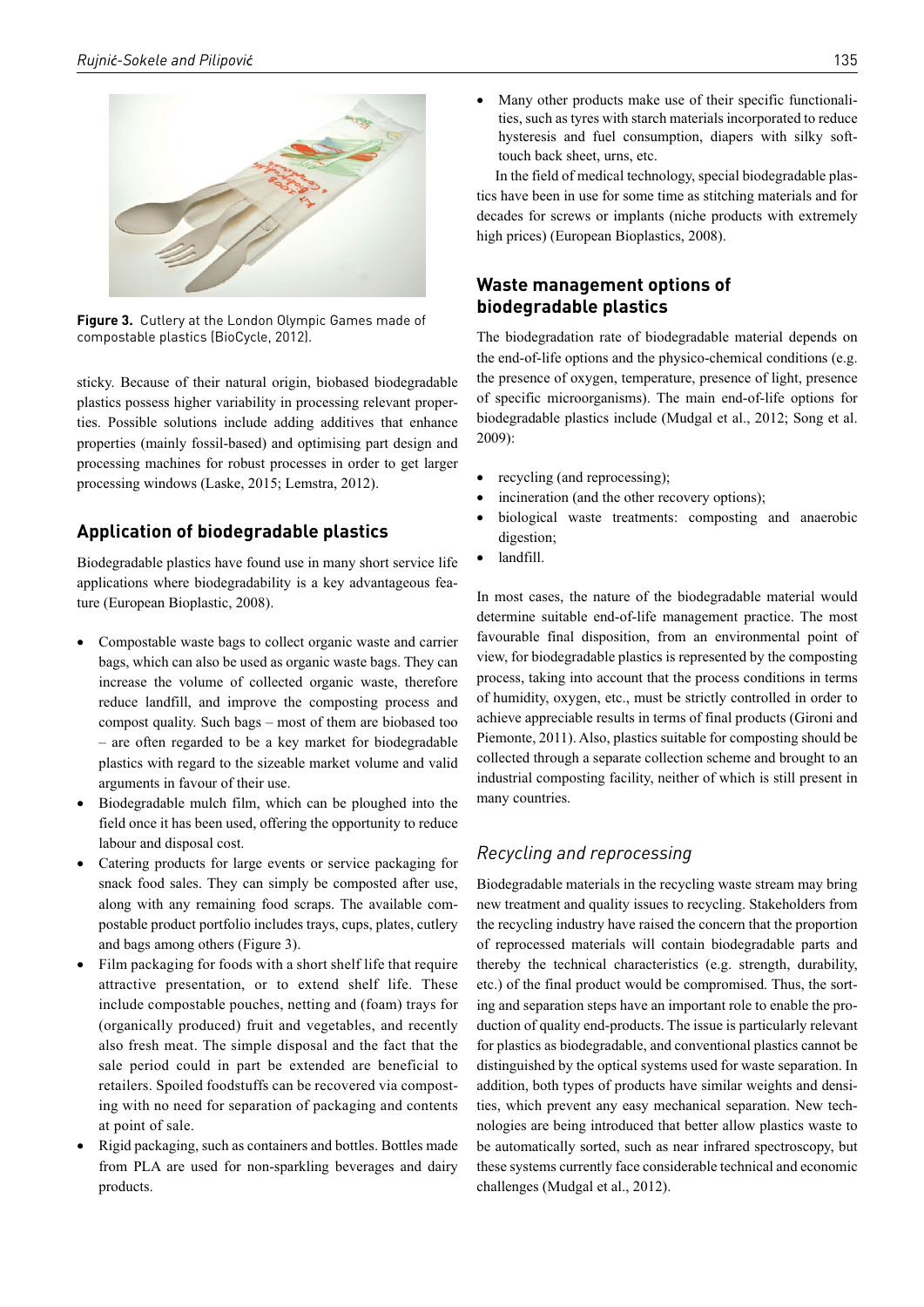**Figure 3.** Cutlery at the London Olympic Games made of compostable plastics (BioCycle, 2012).

sticky. Because of their natural origin, biobased biodegradable plastics possess higher variability in processing relevant properties. Possible solutions include adding additives that enhance properties (mainly fossil-based) and optimising part design and processing machines for robust processes in order to get larger processing windows (Laske, 2015; Lemstra, 2012).

## Application of biodegradable plastics

Biodegradable plastics have found use in many short service life applications where biodegradability is a key advantageous feature (European Bioplastic, 2008).

- Compostable waste bags to collect organic waste and carrier bags, which can also be used as organic waste bags. They can increase the volume of collected organic waste, therefore reduce landfill, and improve the composting process and compost quality. Such bags – most of them are biobased too – are often regarded to be a key market for biodegradable plastics with regard to the sizeable market volume and valid arguments in favour of their use.
- Biodegradable mulch film, which can be ploughed into the field once it has been used, offering the opportunity to reduce labour and disposal cost.
- Catering products for large events or service packaging for snack food sales. They can simply be composted after use, along with any remaining food scraps. The available compostable product portfolio includes trays, cups, plates, cutlery and bags among others (Figure 3).
- Film packaging for foods with a short shelf life that require attractive presentation, or to extend shelf life. These include compostable pouches, netting and (foam) trays for (organically produced) fruit and vegetables, and recently also fresh meat. The simple disposal and the fact that the sale period could in part be extended are beneficial to retailers. Spoiled foodstuffs can be recovered via composting with no need for separation of packaging and contents at point of sale.
- Rigid packaging, such as containers and bottles. Bottles made from PLA are used for non-sparkling beverages and dairy products.
- Many other products make use of their specific functionalities, such as tyres with starch materials incorporated to reduce hysteresis and fuel consumption, diapers with silky soft-touch back sheet, urns, etc.

In the field of medical technology, special biodegradable plastics have been in use for some time as stitching materials and for decades for screws or implants (niche products with extremely high prices) (European Bioplastics, 2008).

## Waste management options of biodegradable plastics

The biodegradation rate of biodegradable material depends on the end-of-life options and the physico-chemical conditions (e.g. the presence of oxygen, temperature, presence of light, presence of specific microorganisms). The main end-of-life options for biodegradable plastics include (Mudgal et al., 2012; Song et al. 2009):

- recycling (and reprocessing);
- incineration (and the other recovery options);
- biological waste treatments: composting and anaerobic digestion;
- landfill.

In most cases, the nature of the biodegradable material would determine suitable end-of-life management practice. The most favourable final disposition, from an environmental point of view, for biodegradable plastics is represented by the composting process, taking into account that the process conditions in terms of humidity, oxygen, etc., must be strictly controlled in order to achieve appreciable results in terms of final products (Gironi and Piemonte, 2011). Also, plastics suitable for composting should be collected through a separate collection scheme and brought to an industrial composting facility, neither of which is still present in many countries.

### *Recycling and reprocessing*

Biodegradable materials in the recycling waste stream may bring new treatment and quality issues to recycling. Stakeholders from the recycling industry have raised the concern that the proportion of reprocessed materials will contain biodegradable parts and thereby the technical characteristics (e.g. strength, durability, etc.) of the final product would be compromised. Thus, the sorting and separation steps have an important role to enable the production of quality end-products. The issue is particularly relevant for plastics as biodegradable, and conventional plastics cannot be distinguished by the optical systems used for waste separation. In addition, both types of products have similar weights and densities, which prevent any easy mechanical separation. New technologies are being introduced that better allow plastics waste to be automatically sorted, such as near infrared spectroscopy, but these systems currently face considerable technical and economic challenges (Mudgal et al., 2012).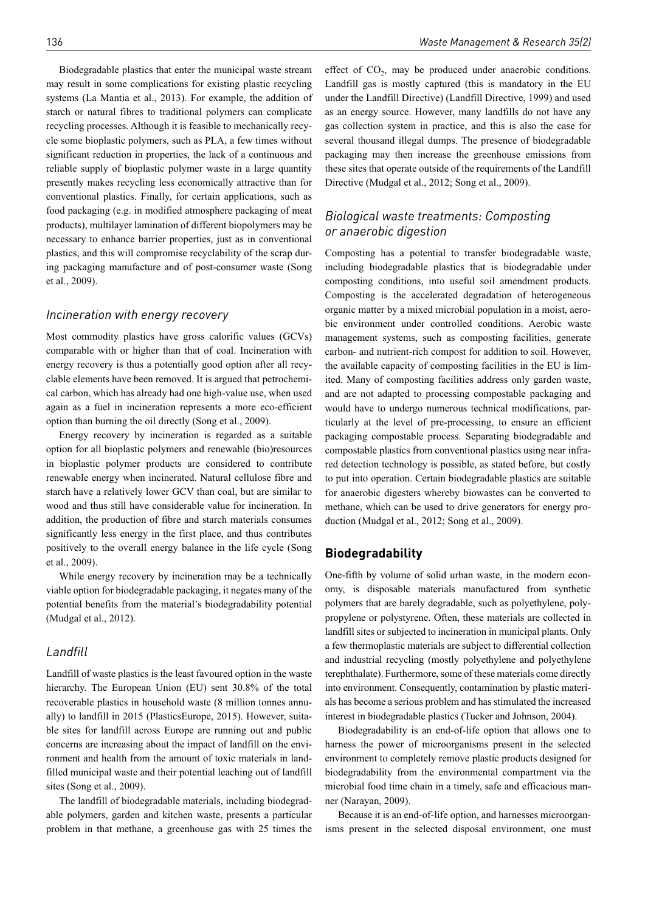Biodegradable plastics that enter the municipal waste stream may result in some complications for existing plastic recycling systems (La Mantia et al., 2013). For example, the addition of starch or natural fibres to traditional polymers can complicate recycling processes. Although it is feasible to mechanically recycle some bioplastic polymers, such as PLA, a few times without significant reduction in properties, the lack of a continuous and reliable supply of bioplastic polymer waste in a large quantity presently makes recycling less economically attractive than for conventional plastics. Finally, for certain applications, such as food packaging (e.g. in modified atmosphere packaging of meat products), multilayer lamination of different biopolymers may be necessary to enhance barrier properties, just as in conventional plastics, and this will compromise recyclability of the scrap during packaging manufacture and of post-consumer waste (Song et al., 2009).

### *Incineration with energy recovery*

Most commodity plastics have gross calorific values (GCVs) comparable with or higher than that of coal. Incineration with energy recovery is thus a potentially good option after all recyclable elements have been removed. It is argued that petrochemical carbon, which has already had one high-value use, when used again as a fuel in incineration represents a more eco-efficient option than burning the oil directly (Song et al., 2009).

Energy recovery by incineration is regarded as a suitable option for all bioplastic polymers and renewable (bio)resources in bioplastic polymer products are considered to contribute renewable energy when incinerated. Natural cellulose fibre and starch have a relatively lower GCV than coal, but are similar to wood and thus still have considerable value for incineration. In addition, the production of fibre and starch materials consumes significantly less energy in the first place, and thus contributes positively to the overall energy balance in the life cycle (Song et al., 2009).

While energy recovery by incineration may be a technically viable option for biodegradable packaging, it negates many of the potential benefits from the material's biodegradability potential (Mudgal et al., 2012).

### *Landfill*

Landfill of waste plastics is the least favoured option in the waste hierarchy. The European Union (EU) sent 30.8% of the total recoverable plastics in household waste (8 million tonnes annually) to landfill in 2015 (PlasticsEurope, 2015). However, suitable sites for landfill across Europe are running out and public concerns are increasing about the impact of landfill on the environment and health from the amount of toxic materials in landfilled municipal waste and their potential leaching out of landfill sites (Song et al., 2009).

The landfill of biodegradable materials, including biodegradable polymers, garden and kitchen waste, presents a particular problem in that methane, a greenhouse gas with 25 times the effect of $CO_2$, may be produced under anaerobic conditions. Landfill gas is mostly captured (this is mandatory in the EU under the Landfill Directive) (Landfill Directive, 1999) and used as an energy source. However, many landfills do not have any gas collection system in practice, and this is also the case for several thousand illegal dumps. The presence of biodegradable packaging may then increase the greenhouse emissions from these sites that operate outside of the requirements of the Landfill Directive (Mudgal et al., 2012; Song et al., 2009).

### *Biological waste treatments: Composting or anaerobic digestion*

Composting has a potential to transfer biodegradable waste, including biodegradable plastics that is biodegradable under composting conditions, into useful soil amendment products. Composting is the accelerated degradation of heterogeneous organic matter by a mixed microbial population in a moist, aerobic environment under controlled conditions. Aerobic waste management systems, such as composting facilities, generate carbon- and nutrient-rich compost for addition to soil. However, the available capacity of composting facilities in the EU is limited. Many of composting facilities address only garden waste, and are not adapted to processing compostable packaging and would have to undergo numerous technical modifications, particularly at the level of pre-processing, to ensure an efficient packaging compostable process. Separating biodegradable and compostable plastics from conventional plastics using near infrared detection technology is possible, as stated before, but costly to put into operation. Certain biodegradable plastics are suitable for anaerobic digesters whereby biowastes can be converted to methane, which can be used to drive generators for energy production (Mudgal et al., 2012; Song et al., 2009).

## **Biodegradability**

One-fifth by volume of solid urban waste, in the modern economy, is disposable materials manufactured from synthetic polymers that are barely degradable, such as polyethylene, polypropylene or polystyrene. Often, these materials are collected in landfill sites or subjected to incineration in municipal plants. Only a few thermoplastic materials are subject to differential collection and industrial recycling (mostly polyethylene and polyethylene terephthalate). Furthermore, some of these materials come directly into environment. Consequently, contamination by plastic materials has become a serious problem and has stimulated the increased interest in biodegradable plastics (Tucker and Johnson, 2004).

Biodegradability is an end-of-life option that allows one to harness the power of microorganisms present in the selected environment to completely remove plastic products designed for biodegradability from the environmental compartment via the microbial food time chain in a timely, safe and efficacious manner (Narayan, 2009).

Because it is an end-of-life option, and harnesses microorganisms present in the selected disposal environment, one must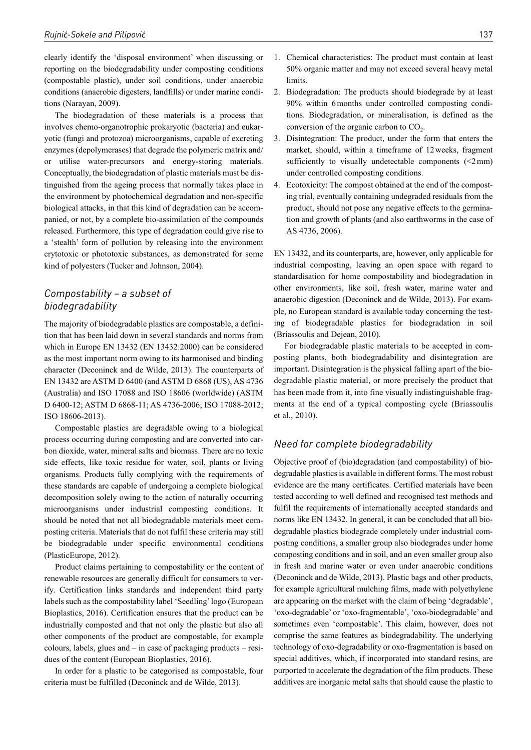clearly identify the 'disposal environment' when discussing or reporting on the biodegradability under composting conditions (compostable plastic), under soil conditions, under anaerobic conditions (anaerobic digesters, landfills) or under marine conditions (Narayan, 2009).

The biodegradation of these materials is a process that involves chemo-organotrophic prokaryotic (bacteria) and eukaryotic (fungi and protozoa) microorganisms, capable of excreting enzymes (depolymerases) that degrade the polymeric matrix and/or utilise water-precursors and energy-storing materials. Conceptually, the biodegradation of plastic materials must be distinguished from the ageing process that normally takes place in the environment by photochemical degradation and non-specific biological attacks, in that this kind of degradation can be accompanied, or not, by a complete bio-assimilation of the compounds released. Furthermore, this type of degradation could give rise to a 'stealth' form of pollution by releasing into the environment crytotoxic or phototoxic substances, as demonstrated for some kind of polyesters (Tucker and Johnson, 2004).

## *Compostability – a subset of biodegradability*

The majority of biodegradable plastics are compostable, a definition that has been laid down in several standards and norms from which in Europe EN 13432 (EN 13432:2000) can be considered as the most important norm owing to its harmonised and binding character (Deconinck and de Wilde, 2013). The counterparts of EN 13432 are ASTM D 6400 (and ASTM D 6868 (US), AS 4736 (Australia) and ISO 17088 and ISO 18606 (worldwide) (ASTM D 6400-12; ASTM D 6868-11; AS 4736-2006; ISO 17088-2012; ISO 18606-2013).

Compostable plastics are degradable owing to a biological process occurring during composting and are converted into carbon dioxide, water, mineral salts and biomass. There are no toxic side effects, like toxic residue for water, soil, plants or living organisms. Products fully complying with the requirements of these standards are capable of undergoing a complete biological decomposition solely owing to the action of naturally occurring microorganisms under industrial composting conditions. It should be noted that not all biodegradable materials meet composting criteria. Materials that do not fulfil these criteria may still be biodegradable under specific environmental conditions (PlasticEurope, 2012).

Product claims pertaining to compostability or the content of renewable resources are generally difficult for consumers to verify. Certification links standards and independent third party labels such as the compostability label 'Seedling' logo (European Bioplastics, 2016). Certification ensures that the product can be industrially composted and that not only the plastic but also all other components of the product are compostable, for example colours, labels, glues and – in case of packaging products – residues of the content (European Bioplastics, 2016).

In order for a plastic to be categorised as compostable, four criteria must be fulfilled (Deconinck and de Wilde, 2013).

1. Chemical characteristics: The product must contain at least 50% organic matter and may not exceed several heavy metal limits.
2. Biodegradation: The products should biodegrade by at least 90% within 6 months under controlled composting conditions. Biodegradation, or mineralisation, is defined as the conversion of the organic carbon to $CO_2$.
3. Disintegration: The product, under the form that enters the market, should, within a timeframe of 12 weeks, fragment sufficiently to visually undetectable components (<2 mm) under controlled composting conditions.
4. Ecotoxicity: The compost obtained at the end of the composting trial, eventually containing undegraded residuals from the product, should not pose any negative effects to the germination and growth of plants (and also earthworms in the case of AS 4736, 2006).

EN 13432, and its counterparts, are, however, only applicable for industrial composting, leaving an open space with regard to standardisation for home compostability and biodegradation in other environments, like soil, fresh water, marine water and anaerobic digestion (Deconinck and de Wilde, 2013). For example, no European standard is available today concerning the testing of biodegradable plastics for biodegradation in soil (Briassoulis and Dejean, 2010).

For biodegradable plastic materials to be accepted in composting plants, both biodegradability and disintegration are important. Disintegration is the physical falling apart of the biodegradable plastic material, or more precisely the product that has been made from it, into fine visually indistinguishable fragments at the end of a typical composting cycle (Briassoulis et al., 2010).

## *Need for complete biodegradability*

Objective proof of (bio)degradation (and compostability) of biodegradable plastics is available in different forms. The most robust evidence are the many certificates. Certified materials have been tested according to well defined and recognised test methods and fulfil the requirements of internationally accepted standards and norms like EN 13432. In general, it can be concluded that all biodegradable plastics biodegrade completely under industrial composting conditions, a smaller group also biodegrades under home composting conditions and in soil, and an even smaller group also in fresh and marine water or even under anaerobic conditions (Deconinck and de Wilde, 2013). Plastic bags and other products, for example agricultural mulching films, made with polyethylene are appearing on the market with the claim of being 'degradable', 'oxo-degradable' or 'oxo-fragmentable', 'oxo-biodegradable' and sometimes even 'compostable'. This claim, however, does not comprise the same features as biodegradability. The underlying technology of oxo-degradability or oxo-fragmentation is based on special additives, which, if incorporated into standard resins, are purported to accelerate the degradation of the film products. These additives are inorganic metal salts that should cause the plastic to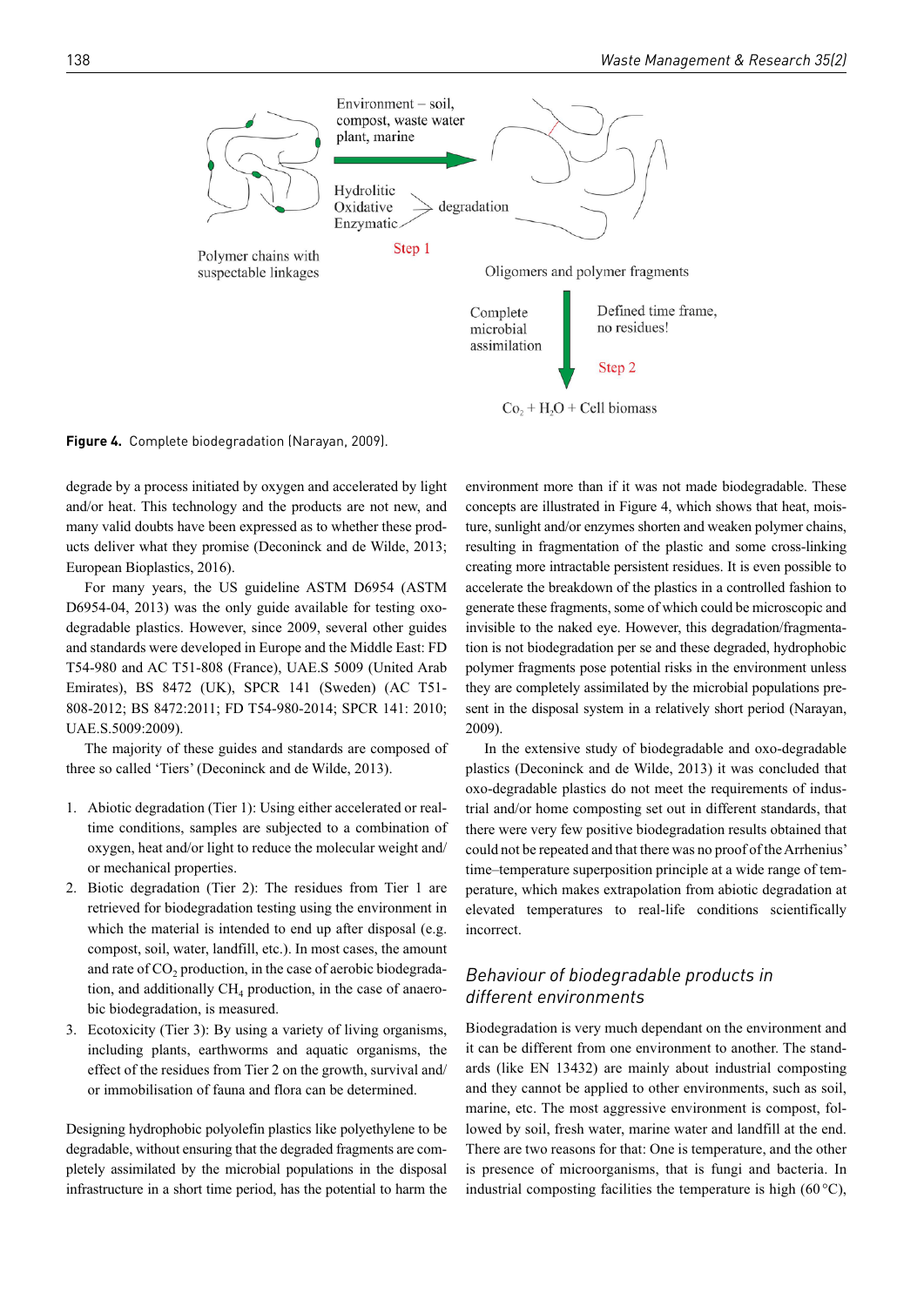Figure 4. Complete biodegradation (Narayan, 2009).

degrade by a process initiated by oxygen and accelerated by light and/or heat. This technology and the products are not new, and many valid doubts have been expressed as to whether these products deliver what they promise (Deconinck and de Wilde, 2013; European Bioplastics, 2016).

For many years, the US guideline ASTM D6954 (ASTM D6954-04, 2013) was the only guide available for testing oxo-degradable plastics. However, since 2009, several other guides and standards were developed in Europe and the Middle East: FD T54-980 and AC T51-808 (France), UAE.S 5009 (United Arab Emirates), BS 8472 (UK), SPCR 141 (Sweden) (AC T51-808-2012; BS 8472:2011; FD T54-980-2014; SPCR 141: 2010; UAE.S.5009:2009).

The majority of these guides and standards are composed of three so called 'Tiers' (Deconinck and de Wilde, 2013).

1. Abiotic degradation (Tier 1): Using either accelerated or real-time conditions, samples are subjected to a combination of oxygen, heat and/or light to reduce the molecular weight and/or mechanical properties.
2. Biotic degradation (Tier 2): The residues from Tier 1 are retrieved for biodegradation testing using the environment in which the material is intended to end up after disposal (e.g. compost, soil, water, landfill, etc.). In most cases, the amount and rate of $CO_2$ production, in the case of aerobic biodegradation, and additionally $CH_4$ production, in the case of anaerobic biodegradation, is measured.
3. Ecotoxicity (Tier 3): By using a variety of living organisms, including plants, earthworms and aquatic organisms, the effect of the residues from Tier 2 on the growth, survival and/or immobilisation of fauna and flora can be determined.

Designing hydrophobic polyolefin plastics like polyethylene to be degradable, without ensuring that the degraded fragments are completely assimilated by the microbial populations in the disposal infrastructure in a short time period, has the potential to harm the environment more than if it was not made biodegradable. These concepts are illustrated in Figure 4, which shows that heat, moisture, sunlight and/or enzymes shorten and weaken polymer chains, resulting in fragmentation of the plastic and some cross-linking creating more intractable persistent residues. It is even possible to accelerate the breakdown of the plastics in a controlled fashion to generate these fragments, some of which could be microscopic and invisible to the naked eye. However, this degradation/fragmentation is not biodegradation per se and these degraded, hydrophobic polymer fragments pose potential risks in the environment unless they are completely assimilated by the microbial populations present in the disposal system in a relatively short period (Narayan, 2009).

In the extensive study of biodegradable and oxo-degradable plastics (Deconinck and de Wilde, 2013) it was concluded that oxo-degradable plastics do not meet the requirements of industrial and/or home composting set out in different standards, that there were very few positive biodegradation results obtained that could not be repeated and that there was no proof of the Arrhenius' time–temperature superposition principle at a wide range of temperature, which makes extrapolation from abiotic degradation at elevated temperatures to real-life conditions scientifically incorrect.

## *Behaviour of biodegradable products in different environments*

Biodegradation is very much dependant on the environment and it can be different from one environment to another. The standards (like EN 13432) are mainly about industrial composting and they cannot be applied to other environments, such as soil, marine, etc. The most aggressive environment is compost, followed by soil, fresh water, marine water and landfill at the end. There are two reasons for that: One is temperature, and the other is presence of microorganisms, that is fungi and bacteria. In industrial composting facilities the temperature is high (60 °C),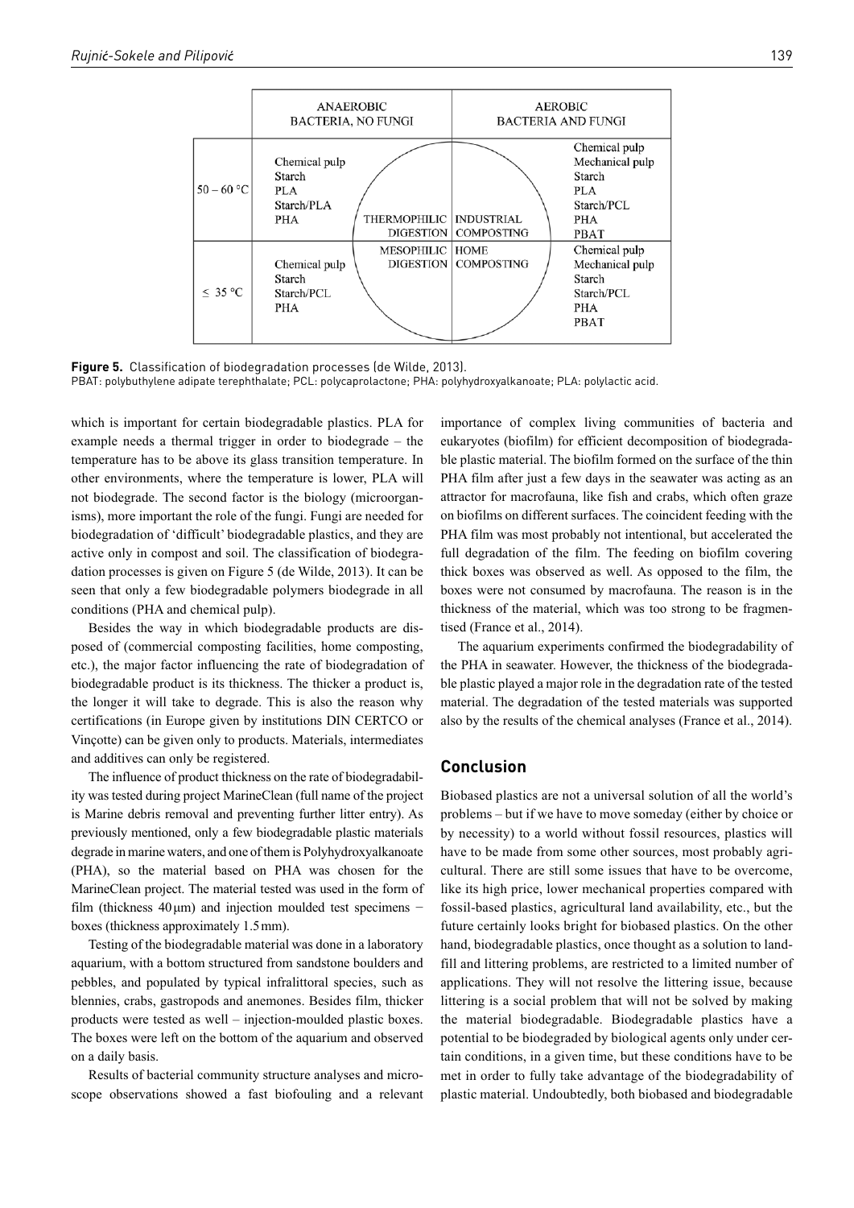| | ANAEROBIC BACTERIA, NO FUNGI | | | AEROBIC BACTERIA AND FUNGI |
|---|---|---|---|---|
| 50 – 60 °C | Chemical pulp<br>Starch<br>PLA<br>Starch/PLA<br>PHA | THERMOPHILIC DIGESTION | INDUSTRIAL COMPOSTING | Chemical pulp<br>Mechanical pulp<br>Starch<br>PLA<br>Starch/PCL<br>PHA<br>PBAT |
| ≤ 35 °C | Chemical pulp<br>Starch<br>Starch/PCL<br>PHA | MESOPHILIC DIGESTION | HOME COMPOSTING | Chemical pulp<br>Mechanical pulp<br>Starch<br>Starch/PCL<br>PHA<br>PBAT |

**Figure 5.** Classification of biodegradation processes (de Wilde, 2013).
PBAT: polybuthylene adipate terephthalate; PCL: polycaprolactone; PHA: polyhydroxyalkanoate; PLA: polylactic acid.

which is important for certain biodegradable plastics. PLA for example needs a thermal trigger in order to biodegrade – the temperature has to be above its glass transition temperature. In other environments, where the temperature is lower, PLA will not biodegrade. The second factor is the biology (microorganisms), more important the role of the fungi. Fungi are needed for biodegradation of 'difficult' biodegradable plastics, and they are active only in compost and soil. The classification of biodegradation processes is given on Figure 5 (de Wilde, 2013). It can be seen that only a few biodegradable polymers biodegrade in all conditions (PHA and chemical pulp).

Besides the way in which biodegradable products are disposed of (commercial composting facilities, home composting, etc.), the major factor influencing the rate of biodegradation of biodegradable product is its thickness. The thicker a product is, the longer it will take to degrade. This is also the reason why certifications (in Europe given by institutions DIN CERTCO or Vinçotte) can be given only to products. Materials, intermediates and additives can only be registered.

The influence of product thickness on the rate of biodegradability was tested during project MarineClean (full name of the project is Marine debris removal and preventing further litter entry). As previously mentioned, only a few biodegradable plastic materials degrade in marine waters, and one of them is Polyhydroxyalkanoate (PHA), so the material based on PHA was chosen for the MarineClean project. The material tested was used in the form of film (thickness 40 µm) and injection moulded test specimens − boxes (thickness approximately 1.5 mm).

Testing of the biodegradable material was done in a laboratory aquarium, with a bottom structured from sandstone boulders and pebbles, and populated by typical infralittoral species, such as blennies, crabs, gastropods and anemones. Besides film, thicker products were tested as well – injection-moulded plastic boxes. The boxes were left on the bottom of the aquarium and observed on a daily basis.

Results of bacterial community structure analyses and microscope observations showed a fast biofouling and a relevant importance of complex living communities of bacteria and eukaryotes (biofilm) for efficient decomposition of biodegradable plastic material. The biofilm formed on the surface of the thin PHA film after just a few days in the seawater was acting as an attractor for macrofauna, like fish and crabs, which often graze on biofilms on different surfaces. The coincident feeding with the PHA film was most probably not intentional, but accelerated the full degradation of the film. The feeding on biofilm covering thick boxes was observed as well. As opposed to the film, the boxes were not consumed by macrofauna. The reason is in the thickness of the material, which was too strong to be fragmentised (France et al., 2014).

The aquarium experiments confirmed the biodegradability of the PHA in seawater. However, the thickness of the biodegradable plastic played a major role in the degradation rate of the tested material. The degradation of the tested materials was supported also by the results of the chemical analyses (France et al., 2014).

## Conclusion

Biobased plastics are not a universal solution of all the world's problems – but if we have to move someday (either by choice or by necessity) to a world without fossil resources, plastics will have to be made from some other sources, most probably agricultural. There are still some issues that have to be overcome, like its high price, lower mechanical properties compared with fossil-based plastics, agricultural land availability, etc., but the future certainly looks bright for biobased plastics. On the other hand, biodegradable plastics, once thought as a solution to landfill and littering problems, are restricted to a limited number of applications. They will not resolve the littering issue, because littering is a social problem that will not be solved by making the material biodegradable. Biodegradable plastics have a potential to be biodegraded by biological agents only under certain conditions, in a given time, but these conditions have to be met in order to fully take advantage of the biodegradability of plastic material. Undoubtedly, both biobased and biodegradable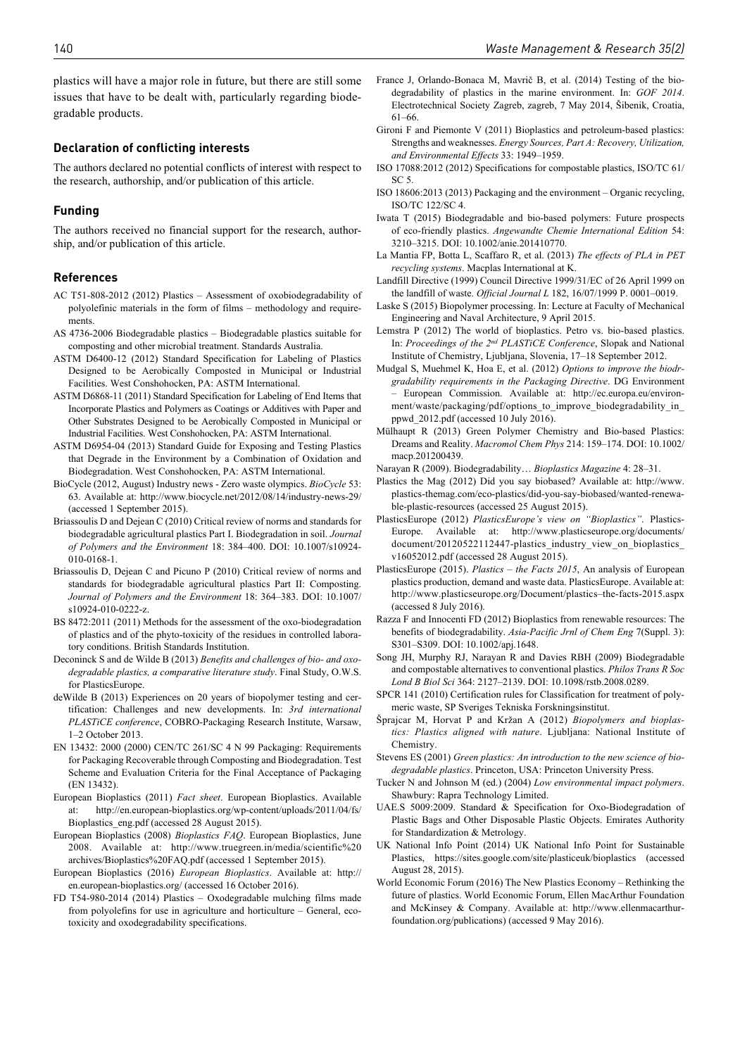plastics will have a major role in future, but there are still some issues that have to be dealt with, particularly regarding biodegradable products.

## Declaration of conflicting interests

The authors declared no potential conflicts of interest with respect to the research, authorship, and/or publication of this article.

## Funding

The authors received no financial support for the research, authorship, and/or publication of this article.

## References

AC T51-808-2012 (2012) Plastics – Assessment of oxobiodegradability of polyolefinic materials in the form of films – methodology and requirements.

AS 4736-2006 Biodegradable plastics – Biodegradable plastics suitable for composting and other microbial treatment. Standards Australia.

ASTM D6400-12 (2012) Standard Specification for Labeling of Plastics Designed to be Aerobically Composted in Municipal or Industrial Facilities. West Conshohocken, PA: ASTM International.

ASTM D6868-11 (2011) Standard Specification for Labeling of End Items that Incorporate Plastics and Polymers as Coatings or Additives with Paper and Other Substrates Designed to be Aerobically Composted in Municipal or Industrial Facilities. West Conshohocken, PA: ASTM International.

ASTM D6954-04 (2013) Standard Guide for Exposing and Testing Plastics that Degrade in the Environment by a Combination of Oxidation and Biodegradation. West Conshohocken, PA: ASTM International.

BioCycle (2012, August) Industry news - Zero waste olympics. *BioCycle* 53: 63. Available at: http://www.biocycle.net/2012/08/14/industry-news-29/ (accessed 1 September 2015).

Briassoulis D and Dejean C (2010) Critical review of norms and standards for biodegradable agricultural plastics Part I. Biodegradation in soil. *Journal of Polymers and the Environment* 18: 384–400. DOI: 10.1007/s10924-010-0168-1.

Briassoulis D, Dejean C and Picuno P (2010) Critical review of norms and standards for biodegradable agricultural plastics Part II: Composting. *Journal of Polymers and the Environment* 18: 364–383. DOI: 10.1007/s10924-010-0222-z.

BS 8472:2011 (2011) Methods for the assessment of the oxo-biodegradation of plastics and of the phyto-toxicity of the residues in controlled laboratory conditions. British Standards Institution.

Deconinck S and de Wilde B (2013) *Benefits and challenges of bio- and oxo-degradable plastics, a comparative literature study*. Final Study, O.W.S. for PlasticsEurope.

deWilde B (2013) Experiences on 20 years of biopolymer testing and certification: Challenges and new developments. In: *3rd international PLASTiCE conference*, COBRO-Packaging Research Institute, Warsaw, 1–2 October 2013.

EN 13432: 2000 (2000) CEN/TC 261/SC 4 N 99 Packaging: Requirements for Packaging Recoverable through Composting and Biodegradation. Test Scheme and Evaluation Criteria for the Final Acceptance of Packaging (EN 13432).

European Bioplastics (2011) *Fact sheet*. European Bioplastics. Available at: http://en.european-bioplastics.org/wp-content/uploads/2011/04/fs/Bioplastics_eng.pdf (accessed 28 August 2015).

European Bioplastics (2008) *Bioplastics FAQ*. European Bioplastics, June 2008. Available at: http://www.truegreen.in/media/scientific%20archives/Bioplastics%20FAQ.pdf (accessed 1 September 2015).

European Bioplastics (2016) *European Bioplastics*. Available at: http://en.european-bioplastics.org/ (accessed 16 October 2016).

FD T54-980-2014 (2014) Plastics – Oxodegradable mulching films made from polyolefins for use in agriculture and horticulture – General, ecotoxicity and oxodegradability specifications.

France J, Orlando-Bonaca M, Mavrič B, et al. (2014) Testing of the biodegradability of plastics in the marine environment. In: *GOF 2014*. Electrotechnical Society Zagreb, zagreb, 7 May 2014, Šibenik, Croatia, 61–66.

Gironi F and Piemonte V (2011) Bioplastics and petroleum-based plastics: Strengths and weaknesses. *Energy Sources, Part A: Recovery, Utilization, and Environmental Effects* 33: 1949–1959.

ISO 17088:2012 (2012) Specifications for compostable plastics, ISO/TC 61/SC 5.

ISO 18606:2013 (2013) Packaging and the environment – Organic recycling, ISO/TC 122/SC 4.

Iwata T (2015) Biodegradable and bio-based polymers: Future prospects of eco-friendly plastics. *Angewandte Chemie International Edition* 54: 3210–3215. DOI: 10.1002/anie.201410770.

La Mantia FP, Botta L, Scaffaro R, et al. (2013) *The effects of PLA in PET recycling systems*. Macplas International at K.

Landfill Directive (1999) Council Directive 1999/31/EC of 26 April 1999 on the landfill of waste. *Official Journal L* 182, 16/07/1999 P. 0001–0019.

Laske S (2015) Biopolymer processing. In: Lecture at Faculty of Mechanical Engineering and Naval Architecture, 9 April 2015.

Lemstra P (2012) The world of bioplastics. Petro vs. bio-based plastics. In: *Proceedings of the 2nd PLASTiCE Conference*, Slopak and National Institute of Chemistry, Ljubljana, Slovenia, 17–18 September 2012.

Mudgal S, Muehmel K, Hoa E, et al. (2012) *Options to improve the biodrgradability requirements in the Packaging Directive*. DG Environment – European Commission. Available at: http://ec.europa.eu/environment/waste/packaging/pdf/options_to_improve_biodegradability_in_ppwd_2012.pdf (accessed 10 July 2016).

Mülhaupt R (2013) Green Polymer Chemistry and Bio-based Plastics: Dreams and Reality. *Macromol Chem Phys* 214: 159–174. DOI: 10.1002/macp.201200439.

Narayan R (2009). Biodegradability… *Bioplastics Magazine* 4: 28–31.

Plastics the Mag (2012) Did you say biobased? Available at: http://www.plastics-themag.com/eco-plastics/did-you-say-biobased/wanted-renewable-plastic-resources (accessed 25 August 2015).

PlasticsEurope (2012) *PlasticsEurope's view on "Bioplastics"*. PlasticsEurope. Available at: http://www.plasticseurope.org/documents/document/20120522112447-plastics_industry_view_on_bioplastics_v16052012.pdf (accessed 28 August 2015).

PlasticsEurope (2015). *Plastics – the Facts 2015*, An analysis of European plastics production, demand and waste data. PlasticsEurope. Available at: http://www.plasticseurope.org/Document/plastics–the-facts-2015.aspx (accessed 8 July 2016).

Razza F and Innocenti FD (2012) Bioplastics from renewable resources: The benefits of biodegradability. *Asia-Pacific Jrnl of Chem Eng* 7(Suppl. 3): S301–S309. DOI: 10.1002/apj.1648.

Song JH, Murphy RJ, Narayan R and Davies RBH (2009) Biodegradable and compostable alternatives to conventional plastics. *Philos Trans R Soc Lond B Biol Sci* 364: 2127–2139. DOI: 10.1098/rstb.2008.0289.

SPCR 141 (2010) Certification rules for Classification for treatment of polymeric waste, SP Sveriges Tekniska Forskningsinstitut.

Šprajcar M, Horvat P and Kržan A (2012) *Biopolymers and bioplastics: Plastics aligned with nature*. Ljubljana: National Institute of Chemistry.

Stevens ES (2001) *Green plastics: An introduction to the new science of biodegradable plastics*. Princeton, USA: Princeton University Press.

Tucker N and Johnson M (ed.) (2004) *Low environmental impact polymers*. Shawbury: Rapra Technology Limited.

UAE.S 5009:2009. Standard & Specification for Oxo-Biodegradation of Plastic Bags and Other Disposable Plastic Objects. Emirates Authority for Standardization & Metrology.

UK National Info Point (2014) UK National Info Point for Sustainable Plastics, https://sites.google.com/site/plasticeuk/bioplastics (accessed August 28, 2015).

World Economic Forum (2016) The New Plastics Economy – Rethinking the future of plastics. World Economic Forum, Ellen MacArthur Foundation and McKinsey & Company. Available at: http://www.ellenmacarthurfoundation.org/publications) (accessed 9 May 2016).